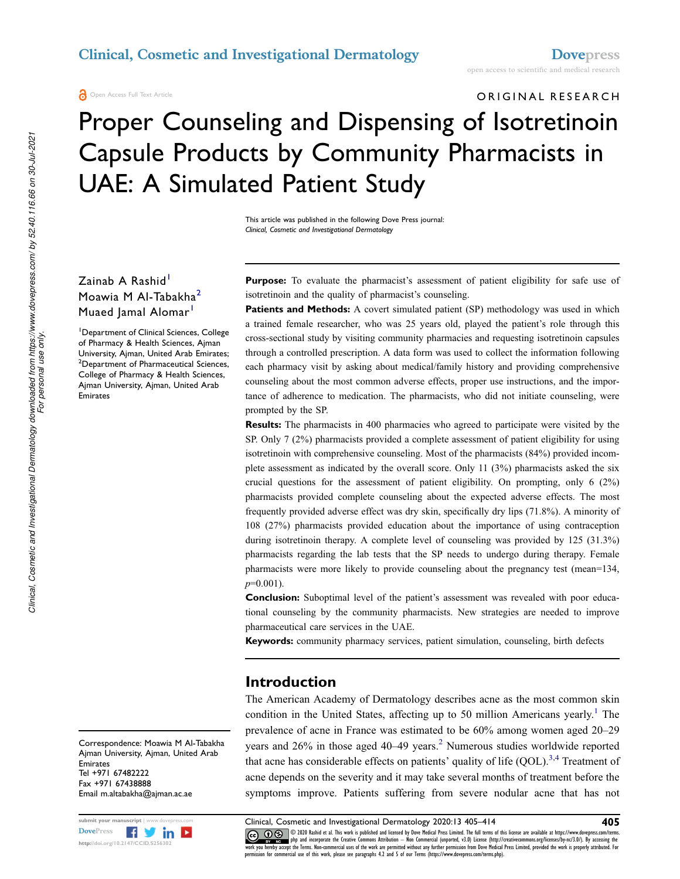ORIGINAL RESEARCH

# Proper Counseling and Dispensing of Isotretinoin Capsule Products by Community Pharmacists in UAE: A Simulated Patient Study

This article was published in the following Dove Press journal:
*Clinical, Cosmetic and Investigational Dermatology*

Zainab A Rashid[1]
Moawia M Al-Tabakha[2]
Muaed Jamal Alomar[1]

[1]Department of Clinical Sciences, College of Pharmacy & Health Sciences, Ajman University, Ajman, United Arab Emirates; [2]Department of Pharmaceutical Sciences, College of Pharmacy & Health Sciences, Ajman University, Ajman, United Arab Emirates

Correspondence: Moawia M Al-Tabakha
Ajman University, Ajman, United Arab Emirates
Tel +971 67482222
Fax +971 67438888
Email m.altabakha@ajman.ac.ae

**Purpose:** To evaluate the pharmacist's assessment of patient eligibility for safe use of isotretinoin and the quality of pharmacist's counseling.

**Patients and Methods:** A covert simulated patient (SP) methodology was used in which a trained female researcher, who was 25 years old, played the patient's role through this cross-sectional study by visiting community pharmacies and requesting isotretinoin capsules through a controlled prescription. A data form was used to collect the information following each pharmacy visit by asking about medical/family history and providing comprehensive counseling about the most common adverse effects, proper use instructions, and the importance of adherence to medication. The pharmacists, who did not initiate counseling, were prompted by the SP.

**Results:** The pharmacists in 400 pharmacies who agreed to participate were visited by the SP. Only 7 (2%) pharmacists provided a complete assessment of patient eligibility for using isotretinoin with comprehensive counseling. Most of the pharmacists (84%) provided incomplete assessment as indicated by the overall score. Only 11 (3%) pharmacists asked the six crucial questions for the assessment of patient eligibility. On prompting, only 6 (2%) pharmacists provided complete counseling about the expected adverse effects. The most frequently provided adverse effect was dry skin, specifically dry lips (71.8%). A minority of 108 (27%) pharmacists provided education about the importance of using contraception during isotretinoin therapy. A complete level of counseling was provided by 125 (31.3%) pharmacists regarding the lab tests that the SP needs to undergo during therapy. Female pharmacists were more likely to provide counseling about the pregnancy test (mean=134, $p$=0.001).

**Conclusion:** Suboptimal level of the patient's assessment was revealed with poor educational counseling by the community pharmacists. New strategies are needed to improve pharmaceutical care services in the UAE.

**Keywords:** community pharmacy services, patient simulation, counseling, birth defects

## Introduction

The American Academy of Dermatology describes acne as the most common skin condition in the United States, affecting up to 50 million Americans yearly.[1] The prevalence of acne in France was estimated to be 60% among women aged 20–29 years and 26% in those aged 40–49 years.[2] Numerous studies worldwide reported that acne has considerable effects on patients' quality of life (QOL).[3,4] Treatment of acne depends on the severity and it may take several months of treatment before the symptoms improve. Patients suffering from severe nodular acne that has not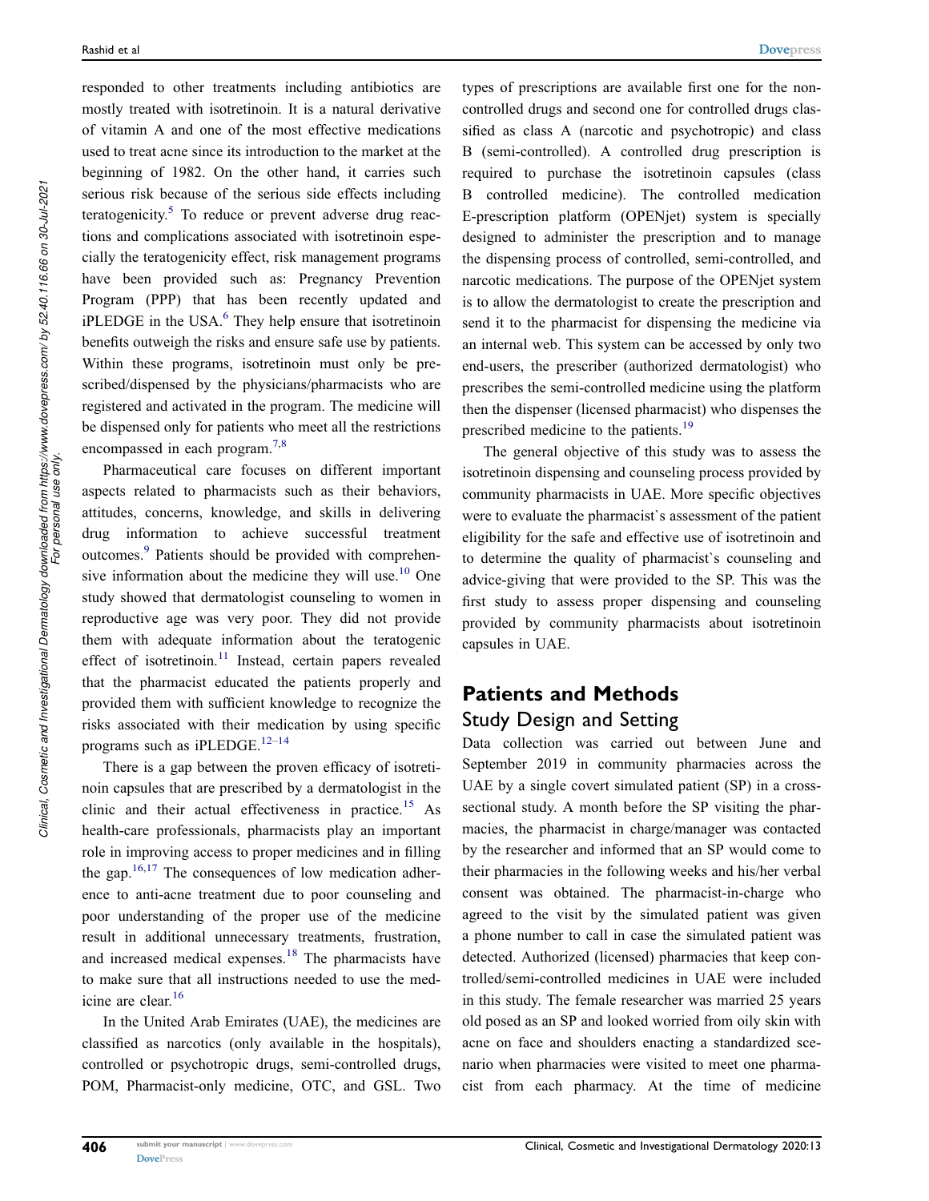responded to other treatments including antibiotics are mostly treated with isotretinoin. It is a natural derivative of vitamin A and one of the most effective medications used to treat acne since its introduction to the market at the beginning of 1982. On the other hand, it carries such serious risk because of the serious side effects including teratogenicity.[5] To reduce or prevent adverse drug reactions and complications associated with isotretinoin especially the teratogenicity effect, risk management programs have been provided such as: Pregnancy Prevention Program (PPP) that has been recently updated and iPLEDGE in the USA.[6] They help ensure that isotretinoin benefits outweigh the risks and ensure safe use by patients. Within these programs, isotretinoin must only be prescribed/dispensed by the physicians/pharmacists who are registered and activated in the program. The medicine will be dispensed only for patients who meet all the restrictions encompassed in each program.[7,8]

Pharmaceutical care focuses on different important aspects related to pharmacists such as their behaviors, attitudes, concerns, knowledge, and skills in delivering drug information to achieve successful treatment outcomes.[9] Patients should be provided with comprehensive information about the medicine they will use.[10] One study showed that dermatologist counseling to women in reproductive age was very poor. They did not provide them with adequate information about the teratogenic effect of isotretinoin.[11] Instead, certain papers revealed that the pharmacist educated the patients properly and provided them with sufficient knowledge to recognize the risks associated with their medication by using specific programs such as iPLEDGE.[12–14]

There is a gap between the proven efficacy of isotretinoin capsules that are prescribed by a dermatologist in the clinic and their actual effectiveness in practice.[15] As health-care professionals, pharmacists play an important role in improving access to proper medicines and in filling the gap.[16,17] The consequences of low medication adherence to anti-acne treatment due to poor counseling and poor understanding of the proper use of the medicine result in additional unnecessary treatments, frustration, and increased medical expenses.[18] The pharmacists have to make sure that all instructions needed to use the medicine are clear.[16]

In the United Arab Emirates (UAE), the medicines are classified as narcotics (only available in the hospitals), controlled or psychotropic drugs, semi-controlled drugs, POM, Pharmacist-only medicine, OTC, and GSL. Two types of prescriptions are available first one for the non-controlled drugs and second one for controlled drugs classified as class A (narcotic and psychotropic) and class B (semi-controlled). A controlled drug prescription is required to purchase the isotretinoin capsules (class B controlled medicine). The controlled medication E-prescription platform (OPENjet) system is specially designed to administer the prescription and to manage the dispensing process of controlled, semi-controlled, and narcotic medications. The purpose of the OPENjet system is to allow the dermatologist to create the prescription and send it to the pharmacist for dispensing the medicine via an internal web. This system can be accessed by only two end-users, the prescriber (authorized dermatologist) who prescribes the semi-controlled medicine using the platform then the dispenser (licensed pharmacist) who dispenses the prescribed medicine to the patients.[19]

The general objective of this study was to assess the isotretinoin dispensing and counseling process provided by community pharmacists in UAE. More specific objectives were to evaluate the pharmacist`s assessment of the patient eligibility for the safe and effective use of isotretinoin and to determine the quality of pharmacist`s counseling and advice-giving that were provided to the SP. This was the first study to assess proper dispensing and counseling provided by community pharmacists about isotretinoin capsules in UAE.

## Patients and Methods

### Study Design and Setting

Data collection was carried out between June and September 2019 in community pharmacies across the UAE by a single covert simulated patient (SP) in a cross-sectional study. A month before the SP visiting the pharmacies, the pharmacist in charge/manager was contacted by the researcher and informed that an SP would come to their pharmacies in the following weeks and his/her verbal consent was obtained. The pharmacist-in-charge who agreed to the visit by the simulated patient was given a phone number to call in case the simulated patient was detected. Authorized (licensed) pharmacies that keep controlled/semi-controlled medicines in UAE were included in this study. The female researcher was married 25 years old posed as an SP and looked worried from oily skin with acne on face and shoulders enacting a standardized scenario when pharmacies were visited to meet one pharmacist from each pharmacy. At the time of medicine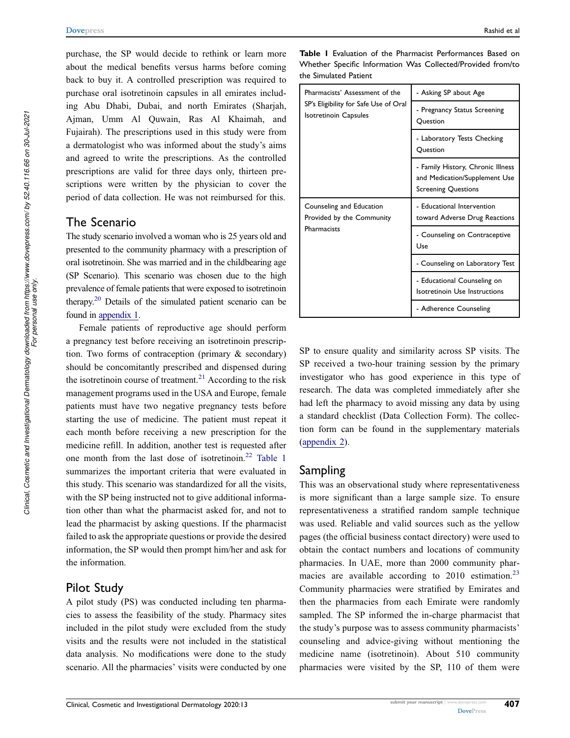purchase, the SP would decide to rethink or learn more about the medical benefits versus harms before coming back to buy it. A controlled prescription was required to purchase oral isotretinoin capsules in all emirates including Abu Dhabi, Dubai, and north Emirates (Sharjah, Ajman, Umm Al Quwain, Ras Al Khaimah, and Fujairah). The prescriptions used in this study were from a dermatologist who was informed about the study's aims and agreed to write the prescriptions. As the controlled prescriptions are valid for three days only, thirteen prescriptions were written by the physician to cover the period of data collection. He was not reimbursed for this.

## The Scenario

The study scenario involved a woman who is 25 years old and presented to the community pharmacy with a prescription of oral isotretinoin. She was married and in the childbearing age (SP Scenario). This scenario was chosen due to the high prevalence of female patients that were exposed to isotretinoin therapy.[20] Details of the simulated patient scenario can be found in appendix 1.

Female patients of reproductive age should perform a pregnancy test before receiving an isotretinoin prescription. Two forms of contraception (primary & secondary) should be concomitantly prescribed and dispensed during the isotretinoin course of treatment.[21] According to the risk management programs used in the USA and Europe, female patients must have two negative pregnancy tests before starting the use of medicine. The patient must repeat it each month before receiving a new prescription for the medicine refill. In addition, another test is requested after one month from the last dose of isotretinoin.[22] Table 1 summarizes the important criteria that were evaluated in this study. This scenario was standardized for all the visits, with the SP being instructed not to give additional information other than what the pharmacist asked for, and not to lead the pharmacist by asking questions. If the pharmacist failed to ask the appropriate questions or provide the desired information, the SP would then prompt him/her and ask for the information.

**Table 1** Evaluation of the Pharmacist Performances Based on Whether Specific Information Was Collected/Provided from/to the Simulated Patient

| | |
|---|---|
| Pharmacists' Assessment of the SP's Eligibility for Safe Use of Oral Isotretinoin Capsules | - Asking SP about Age |
| | - Pregnancy Status Screening Question |
| | - Laboratory Tests Checking Question |
| | - Family History, Chronic Illness and Medication/Supplement Use Screening Questions |
| Counseling and Education Provided by the Community Pharmacists | - Educational Intervention toward Adverse Drug Reactions |
| | - Counseling on Contraceptive Use |
| | - Counseling on Laboratory Test |
| | - Educational Counseling on Isotretinoin Use Instructions |
| | - Adherence Counseling |

## Pilot Study

A pilot study (PS) was conducted including ten pharmacies to assess the feasibility of the study. Pharmacy sites included in the pilot study were excluded from the study visits and the results were not included in the statistical data analysis. No modifications were done to the study scenario. All the pharmacies' visits were conducted by one SP to ensure quality and similarity across SP visits. The SP received a two-hour training session by the primary investigator who has good experience in this type of research. The data was completed immediately after she had left the pharmacy to avoid missing any data by using a standard checklist (Data Collection Form). The collection form can be found in the supplementary materials (appendix 2).

## Sampling

This was an observational study where representativeness is more significant than a large sample size. To ensure representativeness a stratified random sample technique was used. Reliable and valid sources such as the yellow pages (the official business contact directory) were used to obtain the contact numbers and locations of community pharmacies. In UAE, more than 2000 community pharmacies are available according to 2010 estimation.[23] Community pharmacies were stratified by Emirates and then the pharmacies from each Emirate were randomly sampled. The SP informed the in-charge pharmacist that the study's purpose was to assess community pharmacists' counseling and advice-giving without mentioning the medicine name (isotretinoin). About 510 community pharmacies were visited by the SP, 110 of them were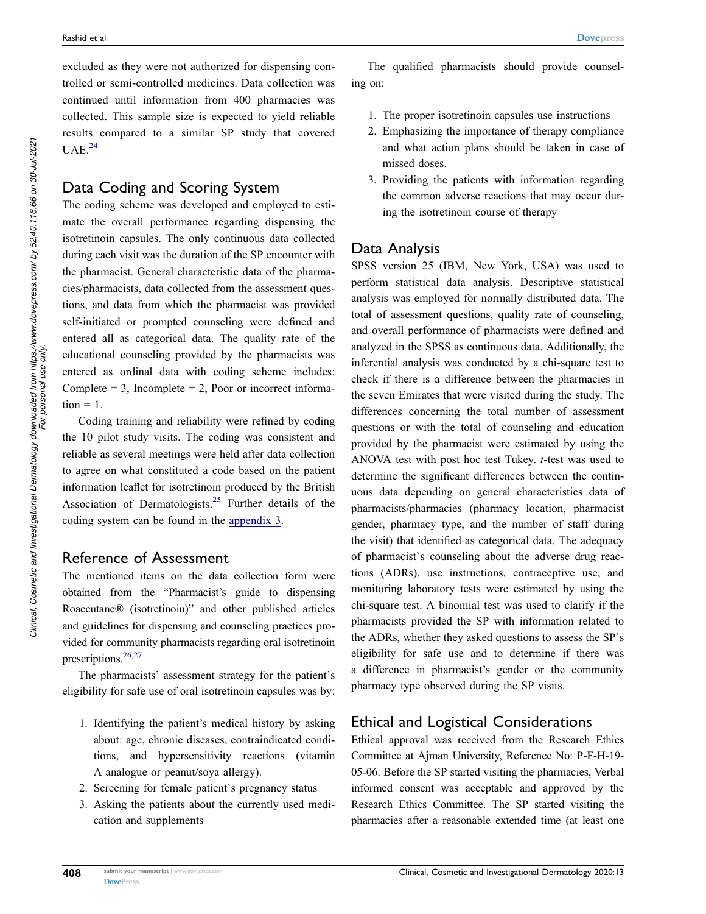excluded as they were not authorized for dispensing controlled or semi-controlled medicines. Data collection was continued until information from 400 pharmacies was collected. This sample size is expected to yield reliable results compared to a similar SP study that covered UAE.[24]

## Data Coding and Scoring System

The coding scheme was developed and employed to estimate the overall performance regarding dispensing the isotretinoin capsules. The only continuous data collected during each visit was the duration of the SP encounter with the pharmacist. General characteristic data of the pharmacies/pharmacists, data collected from the assessment questions, and data from which the pharmacist was provided self-initiated or prompted counseling were defined and entered all as categorical data. The quality rate of the educational counseling provided by the pharmacists was entered as ordinal data with coding scheme includes: Complete = 3, Incomplete = 2, Poor or incorrect information = 1.

Coding training and reliability were refined by coding the 10 pilot study visits. The coding was consistent and reliable as several meetings were held after data collection to agree on what constituted a code based on the patient information leaflet for isotretinoin produced by the British Association of Dermatologists.[25] Further details of the coding system can be found in the appendix 3.

## Reference of Assessment

The mentioned items on the data collection form were obtained from the "Pharmacist's guide to dispensing Roaccutane® (isotretinoin)" and other published articles and guidelines for dispensing and counseling practices provided for community pharmacists regarding oral isotretinoin prescriptions.[26,27]

The pharmacists' assessment strategy for the patient`s eligibility for safe use of oral isotretinoin capsules was by:

1. Identifying the patient's medical history by asking about: age, chronic diseases, contraindicated conditions, and hypersensitivity reactions (vitamin A analogue or peanut/soya allergy).
2. Screening for female patient`s pregnancy status
3. Asking the patients about the currently used medication and supplements

The qualified pharmacists should provide counseling on:

1. The proper isotretinoin capsules use instructions
2. Emphasizing the importance of therapy compliance and what action plans should be taken in case of missed doses.
3. Providing the patients with information regarding the common adverse reactions that may occur during the isotretinoin course of therapy

## Data Analysis

SPSS version 25 (IBM, New York, USA) was used to perform statistical data analysis. Descriptive statistical analysis was employed for normally distributed data. The total of assessment questions, quality rate of counseling, and overall performance of pharmacists were defined and analyzed in the SPSS as continuous data. Additionally, the inferential analysis was conducted by a chi-square test to check if there is a difference between the pharmacies in the seven Emirates that were visited during the study. The differences concerning the total number of assessment questions or with the total of counseling and education provided by the pharmacist were estimated by using the ANOVA test with post hoc test Tukey. *t*-test was used to determine the significant differences between the continuous data depending on general characteristics data of pharmacists/pharmacies (pharmacy location, pharmacist gender, pharmacy type, and the number of staff during the visit) that identified as categorical data. The adequacy of pharmacist`s counseling about the adverse drug reactions (ADRs), use instructions, contraceptive use, and monitoring laboratory tests were estimated by using the chi-square test. A binomial test was used to clarify if the pharmacists provided the SP with information related to the ADRs, whether they asked questions to assess the SP`s eligibility for safe use and to determine if there was a difference in pharmacist's gender or the community pharmacy type observed during the SP visits.

## Ethical and Logistical Considerations

Ethical approval was received from the Research Ethics Committee at Ajman University, Reference No: P-F-H-19-05-06. Before the SP started visiting the pharmacies, Verbal informed consent was acceptable and approved by the Research Ethics Committee. The SP started visiting the pharmacies after a reasonable extended time (at least one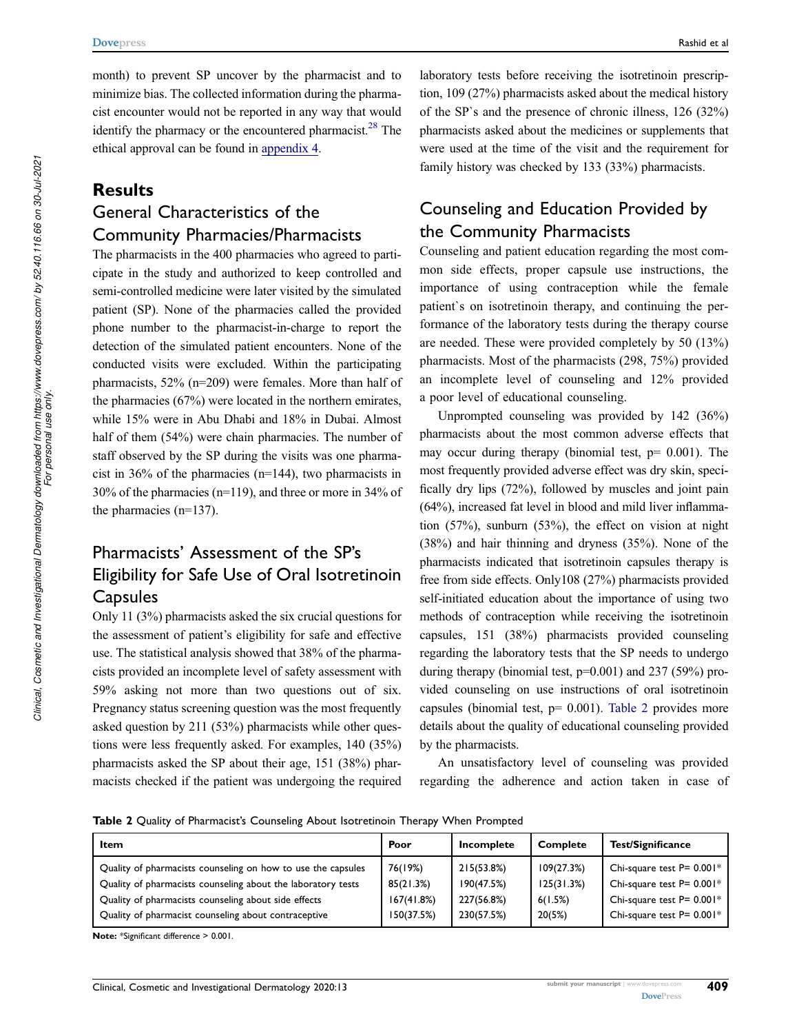month) to prevent SP uncover by the pharmacist and to minimize bias. The collected information during the pharmacist encounter would not be reported in any way that would identify the pharmacy or the encountered pharmacist.[28] The ethical approval can be found in appendix 4.

## Results

### General Characteristics of the Community Pharmacies/Pharmacists

The pharmacists in the 400 pharmacies who agreed to participate in the study and authorized to keep controlled and semi-controlled medicine were later visited by the simulated patient (SP). None of the pharmacies called the provided phone number to the pharmacist-in-charge to report the detection of the simulated patient encounters. None of the conducted visits were excluded. Within the participating pharmacists, 52% (n=209) were females. More than half of the pharmacies (67%) were located in the northern emirates, while 15% were in Abu Dhabi and 18% in Dubai. Almost half of them (54%) were chain pharmacies. The number of staff observed by the SP during the visits was one pharmacist in 36% of the pharmacies (n=144), two pharmacists in 30% of the pharmacies (n=119), and three or more in 34% of the pharmacies (n=137).

### Pharmacists' Assessment of the SP's Eligibility for Safe Use of Oral Isotretinoin Capsules

Only 11 (3%) pharmacists asked the six crucial questions for the assessment of patient's eligibility for safe and effective use. The statistical analysis showed that 38% of the pharmacists provided an incomplete level of safety assessment with 59% asking not more than two questions out of six. Pregnancy status screening question was the most frequently asked question by 211 (53%) pharmacists while other questions were less frequently asked. For examples, 140 (35%) pharmacists asked the SP about their age, 151 (38%) pharmacists checked if the patient was undergoing the required laboratory tests before receiving the isotretinoin prescription, 109 (27%) pharmacists asked about the medical history of the SP`s and the presence of chronic illness, 126 (32%) pharmacists asked about the medicines or supplements that were used at the time of the visit and the requirement for family history was checked by 133 (33%) pharmacists.

### Counseling and Education Provided by the Community Pharmacists

Counseling and patient education regarding the most common side effects, proper capsule use instructions, the importance of using contraception while the female patient`s on isotretinoin therapy, and continuing the performance of the laboratory tests during the therapy course are needed. These were provided completely by 50 (13%) pharmacists. Most of the pharmacists (298, 75%) provided an incomplete level of counseling and 12% provided a poor level of educational counseling.

Unprompted counseling was provided by 142 (36%) pharmacists about the most common adverse effects that may occur during therapy (binomial test, p= 0.001). The most frequently provided adverse effect was dry skin, specifically dry lips (72%), followed by muscles and joint pain (64%), increased fat level in blood and mild liver inflammation (57%), sunburn (53%), the effect on vision at night (38%) and hair thinning and dryness (35%). None of the pharmacists indicated that isotretinoin capsules therapy is free from side effects. Only108 (27%) pharmacists provided self-initiated education about the importance of using two methods of contraception while receiving the isotretinoin capsules, 151 (38%) pharmacists provided counseling regarding the laboratory tests that the SP needs to undergo during therapy (binomial test, p=0.001) and 237 (59%) provided counseling on use instructions of oral isotretinoin capsules (binomial test, p= 0.001). Table 2 provides more details about the quality of educational counseling provided by the pharmacists.

An unsatisfactory level of counseling was provided regarding the adherence and action taken in case of

**Table 2** Quality of Pharmacist's Counseling About Isotretinoin Therapy When Prompted

| Item | Poor | Incomplete | Complete | Test/Significance |
|---|---|---|---|---|
| Quality of pharmacists counseling on how to use the capsules | 76(19%) | 215(53.8%) | 109(27.3%) | Chi-square test P= 0.001* |
| Quality of pharmacists counseling about the laboratory tests | 85(21.3%) | 190(47.5%) | 125(31.3%) | Chi-square test P= 0.001* |
| Quality of pharmacists counseling about side effects | 167(41.8%) | 227(56.8%) | 6(1.5%) | Chi-square test P= 0.001* |
| Quality of pharmacist counseling about contraceptive | 150(37.5%) | 230(57.5%) | 20(5%) | Chi-square test P= 0.001* |

**Note:** *Significant difference > 0.001.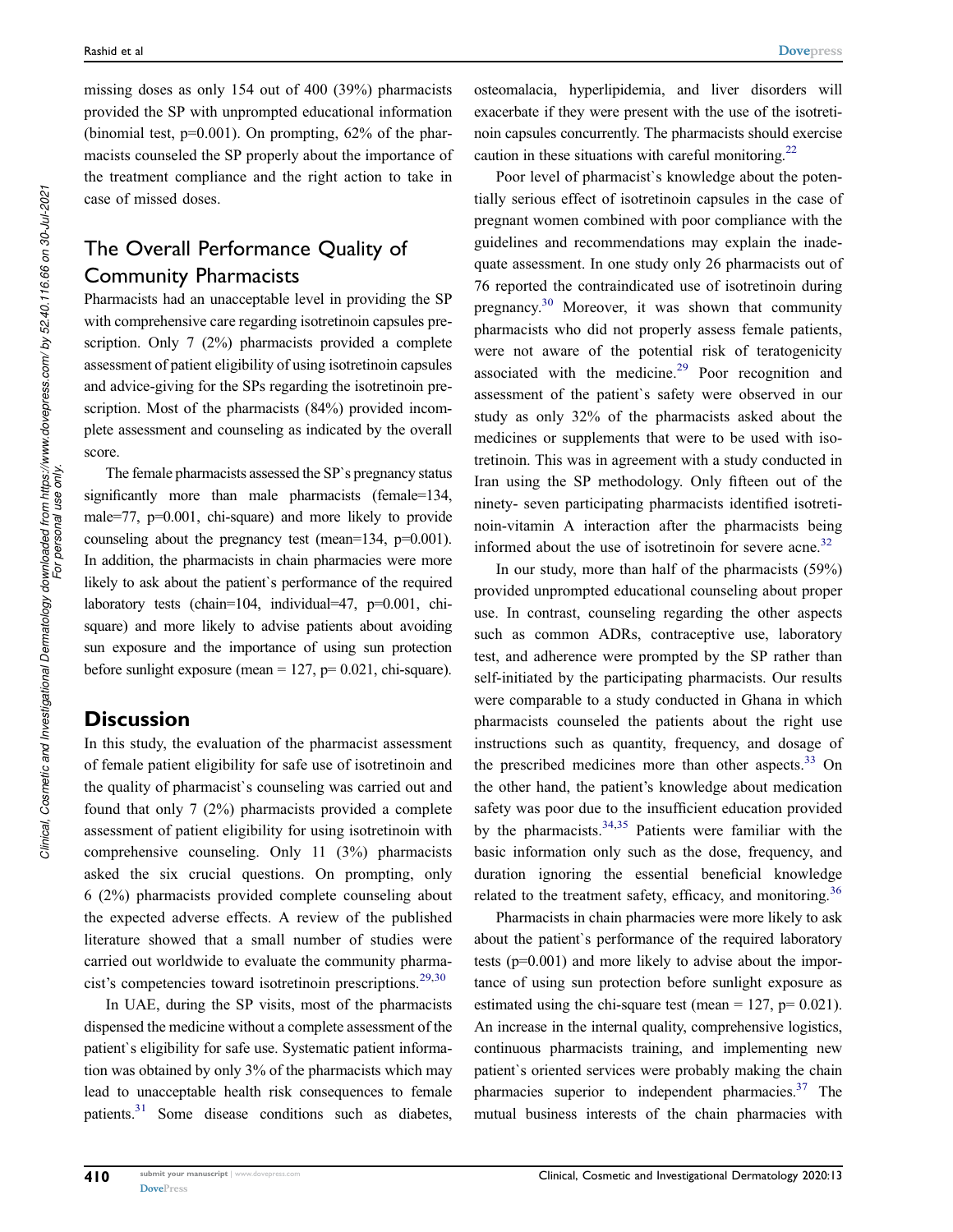missing doses as only 154 out of 400 (39%) pharmacists provided the SP with unprompted educational information (binomial test, p=0.001). On prompting, 62% of the pharmacists counseled the SP properly about the importance of the treatment compliance and the right action to take in case of missed doses.

## The Overall Performance Quality of Community Pharmacists

Pharmacists had an unacceptable level in providing the SP with comprehensive care regarding isotretinoin capsules prescription. Only 7 (2%) pharmacists provided a complete assessment of patient eligibility of using isotretinoin capsules and advice-giving for the SPs regarding the isotretinoin prescription. Most of the pharmacists (84%) provided incomplete assessment and counseling as indicated by the overall score.

The female pharmacists assessed the SP`s pregnancy status significantly more than male pharmacists (female=134, male=77, p=0.001, chi-square) and more likely to provide counseling about the pregnancy test (mean=134, p=0.001). In addition, the pharmacists in chain pharmacies were more likely to ask about the patient`s performance of the required laboratory tests (chain=104, individual=47, p=0.001, chi-square) and more likely to advise patients about avoiding sun exposure and the importance of using sun protection before sunlight exposure (mean = 127, p= 0.021, chi-square).

## Discussion

In this study, the evaluation of the pharmacist assessment of female patient eligibility for safe use of isotretinoin and the quality of pharmacist`s counseling was carried out and found that only 7 (2%) pharmacists provided a complete assessment of patient eligibility for using isotretinoin with comprehensive counseling. Only 11 (3%) pharmacists asked the six crucial questions. On prompting, only 6 (2%) pharmacists provided complete counseling about the expected adverse effects. A review of the published literature showed that a small number of studies were carried out worldwide to evaluate the community pharmacist's competencies toward isotretinoin prescriptions.[29,30]

In UAE, during the SP visits, most of the pharmacists dispensed the medicine without a complete assessment of the patient`s eligibility for safe use. Systematic patient information was obtained by only 3% of the pharmacists which may lead to unacceptable health risk consequences to female patients.[31] Some disease conditions such as diabetes, osteomalacia, hyperlipidemia, and liver disorders will exacerbate if they were present with the use of the isotretinoin capsules concurrently. The pharmacists should exercise caution in these situations with careful monitoring.[22]

Poor level of pharmacist`s knowledge about the potentially serious effect of isotretinoin capsules in the case of pregnant women combined with poor compliance with the guidelines and recommendations may explain the inadequate assessment. In one study only 26 pharmacists out of 76 reported the contraindicated use of isotretinoin during pregnancy.[30] Moreover, it was shown that community pharmacists who did not properly assess female patients, were not aware of the potential risk of teratogenicity associated with the medicine.[29] Poor recognition and assessment of the patient`s safety were observed in our study as only 32% of the pharmacists asked about the medicines or supplements that were to be used with isotretinoin. This was in agreement with a study conducted in Iran using the SP methodology. Only fifteen out of the ninety- seven participating pharmacists identified isotretinoin-vitamin A interaction after the pharmacists being informed about the use of isotretinoin for severe acne.[32]

In our study, more than half of the pharmacists (59%) provided unprompted educational counseling about proper use. In contrast, counseling regarding the other aspects such as common ADRs, contraceptive use, laboratory test, and adherence were prompted by the SP rather than self-initiated by the participating pharmacists. Our results were comparable to a study conducted in Ghana in which pharmacists counseled the patients about the right use instructions such as quantity, frequency, and dosage of the prescribed medicines more than other aspects.[33] On the other hand, the patient's knowledge about medication safety was poor due to the insufficient education provided by the pharmacists.[34,35] Patients were familiar with the basic information only such as the dose, frequency, and duration ignoring the essential beneficial knowledge related to the treatment safety, efficacy, and monitoring.[36]

Pharmacists in chain pharmacies were more likely to ask about the patient`s performance of the required laboratory tests (p=0.001) and more likely to advise about the importance of using sun protection before sunlight exposure as estimated using the chi-square test (mean = 127, p= 0.021). An increase in the internal quality, comprehensive logistics, continuous pharmacists training, and implementing new patient`s oriented services were probably making the chain pharmacies superior to independent pharmacies.[37] The mutual business interests of the chain pharmacies with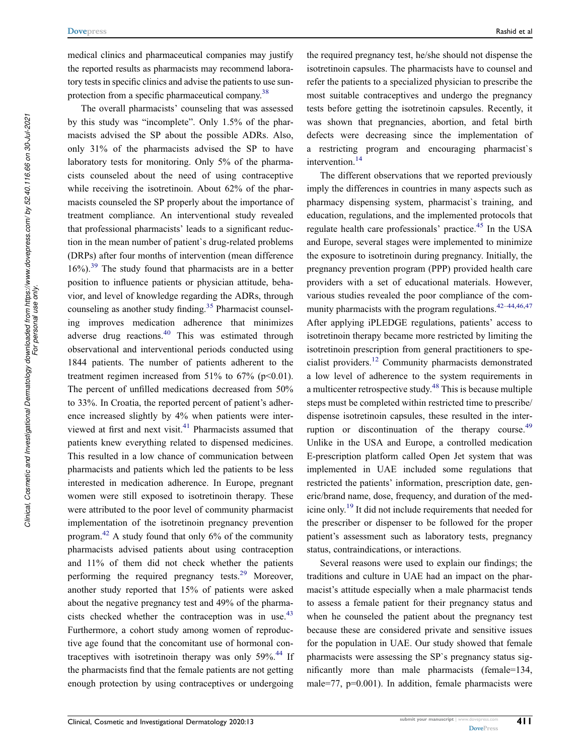medical clinics and pharmaceutical companies may justify the reported results as pharmacists may recommend laboratory tests in specific clinics and advise the patients to use sun-protection from a specific pharmaceutical company.[38]

The overall pharmacists' counseling that was assessed by this study was "incomplete". Only 1.5% of the pharmacists advised the SP about the possible ADRs. Also, only 31% of the pharmacists advised the SP to have laboratory tests for monitoring. Only 5% of the pharmacists counseled about the need of using contraceptive while receiving the isotretinoin. About 62% of the pharmacists counseled the SP properly about the importance of treatment compliance. An interventional study revealed that professional pharmacists' leads to a significant reduction in the mean number of patient`s drug-related problems (DRPs) after four months of intervention (mean difference 16%).[39] The study found that pharmacists are in a better position to influence patients or physician attitude, behavior, and level of knowledge regarding the ADRs, through counseling as another study finding.[35] Pharmacist counseling improves medication adherence that minimizes adverse drug reactions.[40] This was estimated through observational and interventional periods conducted using 1844 patients. The number of patients adherent to the treatment regimen increased from 51% to 67% ($p<0.01$). The percent of unfilled medications decreased from 50% to 33%. In Croatia, the reported percent of patient's adherence increased slightly by 4% when patients were interviewed at first and next visit.[41] Pharmacists assumed that patients knew everything related to dispensed medicines. This resulted in a low chance of communication between pharmacists and patients which led the patients to be less interested in medication adherence. In Europe, pregnant women were still exposed to isotretinoin therapy. These were attributed to the poor level of community pharmacist implementation of the isotretinoin pregnancy prevention program.[42] A study found that only 6% of the community pharmacists advised patients about using contraception and 11% of them did not check whether the patients performing the required pregnancy tests.[29] Moreover, another study reported that 15% of patients were asked about the negative pregnancy test and 49% of the pharmacists checked whether the contraception was in use.[43] Furthermore, a cohort study among women of reproductive age found that the concomitant use of hormonal contraceptives with isotretinoin therapy was only 59%.[44] If the pharmacists find that the female patients are not getting enough protection by using contraceptives or undergoing the required pregnancy test, he/she should not dispense the isotretinoin capsules. The pharmacists have to counsel and refer the patients to a specialized physician to prescribe the most suitable contraceptives and undergo the pregnancy tests before getting the isotretinoin capsules. Recently, it was shown that pregnancies, abortion, and fetal birth defects were decreasing since the implementation of a restricting program and encouraging pharmacist`s intervention.[14]

The different observations that we reported previously imply the differences in countries in many aspects such as pharmacy dispensing system, pharmacist`s training, and education, regulations, and the implemented protocols that regulate health care professionals' practice.[45] In the USA and Europe, several stages were implemented to minimize the exposure to isotretinoin during pregnancy. Initially, the pregnancy prevention program (PPP) provided health care providers with a set of educational materials. However, various studies revealed the poor compliance of the community pharmacists with the program regulations.[42–44,46,47] After applying iPLEDGE regulations, patients' access to isotretinoin therapy became more restricted by limiting the isotretinoin prescription from general practitioners to specialist providers.[12] Community pharmacists demonstrated a low level of adherence to the system requirements in a multicenter retrospective study.[48] This is because multiple steps must be completed within restricted time to prescribe/dispense isotretinoin capsules, these resulted in the interruption or discontinuation of the therapy course.[49] Unlike in the USA and Europe, a controlled medication E-prescription platform called Open Jet system that was implemented in UAE included some regulations that restricted the patients' information, prescription date, generic/brand name, dose, frequency, and duration of the medicine only.[19] It did not include requirements that needed for the prescriber or dispenser to be followed for the proper patient's assessment such as laboratory tests, pregnancy status, contraindications, or interactions.

Several reasons were used to explain our findings; the traditions and culture in UAE had an impact on the pharmacist's attitude especially when a male pharmacist tends to assess a female patient for their pregnancy status and when he counseled the patient about the pregnancy test because these are considered private and sensitive issues for the population in UAE. Our study showed that female pharmacists were assessing the SP`s pregnancy status significantly more than male pharmacists (female=134, male=77, $p=0.001$). In addition, female pharmacists were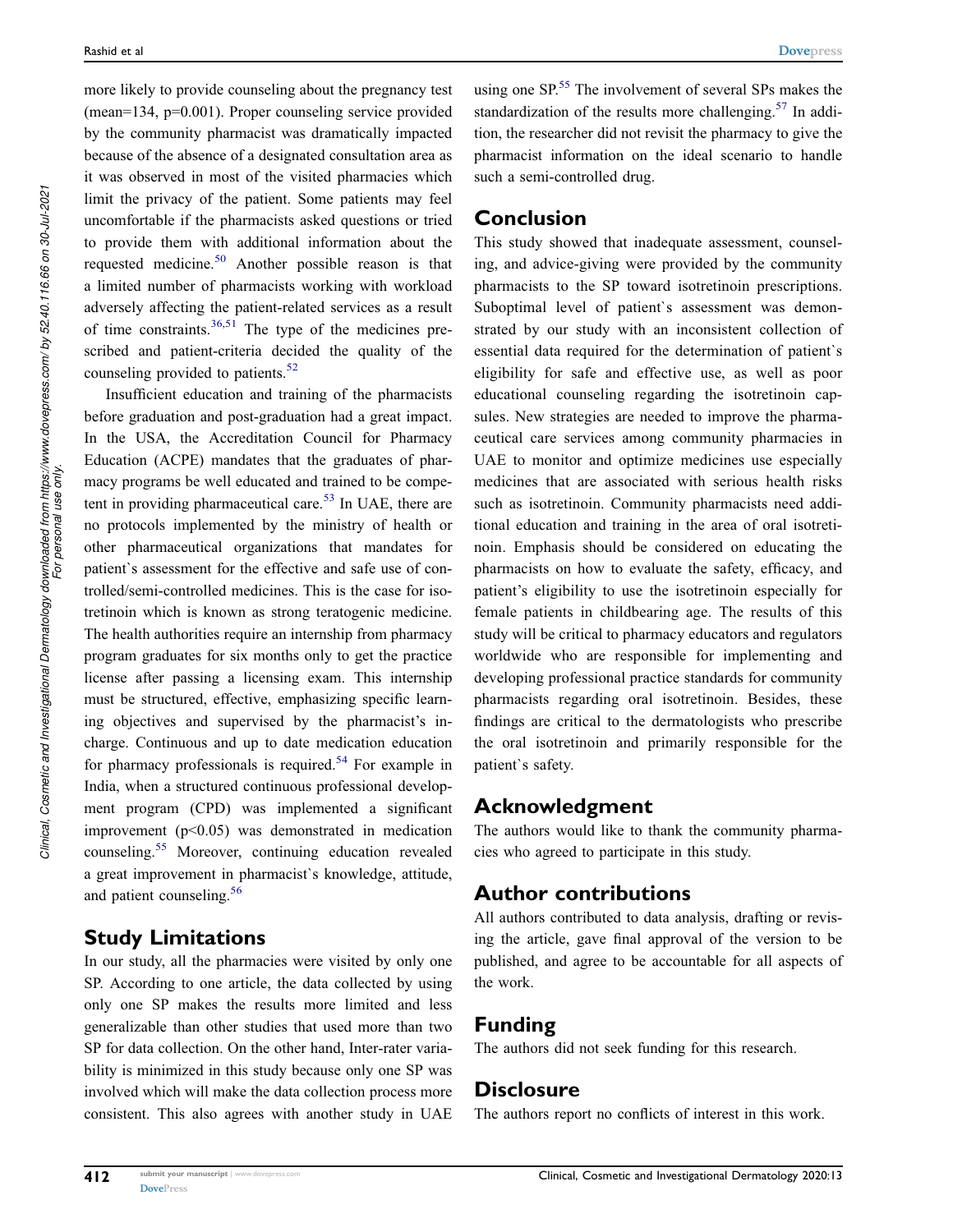more likely to provide counseling about the pregnancy test (mean=134, p=0.001). Proper counseling service provided by the community pharmacist was dramatically impacted because of the absence of a designated consultation area as it was observed in most of the visited pharmacies which limit the privacy of the patient. Some patients may feel uncomfortable if the pharmacists asked questions or tried to provide them with additional information about the requested medicine.[50] Another possible reason is that a limited number of pharmacists working with workload adversely affecting the patient-related services as a result of time constraints.[36,51] The type of the medicines prescribed and patient-criteria decided the quality of the counseling provided to patients.[52]

Insufficient education and training of the pharmacists before graduation and post-graduation had a great impact. In the USA, the Accreditation Council for Pharmacy Education (ACPE) mandates that the graduates of pharmacy programs be well educated and trained to be competent in providing pharmaceutical care.[53] In UAE, there are no protocols implemented by the ministry of health or other pharmaceutical organizations that mandates for patient`s assessment for the effective and safe use of controlled/semi-controlled medicines. This is the case for isotretinoin which is known as strong teratogenic medicine. The health authorities require an internship from pharmacy program graduates for six months only to get the practice license after passing a licensing exam. This internship must be structured, effective, emphasizing specific learning objectives and supervised by the pharmacist's in-charge. Continuous and up to date medication education for pharmacy professionals is required.[54] For example in India, when a structured continuous professional development program (CPD) was implemented a significant improvement ($p<0.05$) was demonstrated in medication counseling.[55] Moreover, continuing education revealed a great improvement in pharmacist`s knowledge, attitude, and patient counseling.[56]

## Study Limitations

In our study, all the pharmacies were visited by only one SP. According to one article, the data collected by using only one SP makes the results more limited and less generalizable than other studies that used more than two SP for data collection. On the other hand, Inter-rater variability is minimized in this study because only one SP was involved which will make the data collection process more consistent. This also agrees with another study in UAE using one SP.[55] The involvement of several SPs makes the standardization of the results more challenging.[57] In addition, the researcher did not revisit the pharmacy to give the pharmacist information on the ideal scenario to handle such a semi-controlled drug.

## Conclusion

This study showed that inadequate assessment, counseling, and advice-giving were provided by the community pharmacists to the SP toward isotretinoin prescriptions. Suboptimal level of patient`s assessment was demonstrated by our study with an inconsistent collection of essential data required for the determination of patient`s eligibility for safe and effective use, as well as poor educational counseling regarding the isotretinoin capsules. New strategies are needed to improve the pharmaceutical care services among community pharmacies in UAE to monitor and optimize medicines use especially medicines that are associated with serious health risks such as isotretinoin. Community pharmacists need additional education and training in the area of oral isotretinoin. Emphasis should be considered on educating the pharmacists on how to evaluate the safety, efficacy, and patient's eligibility to use the isotretinoin especially for female patients in childbearing age. The results of this study will be critical to pharmacy educators and regulators worldwide who are responsible for implementing and developing professional practice standards for community pharmacists regarding oral isotretinoin. Besides, these findings are critical to the dermatologists who prescribe the oral isotretinoin and primarily responsible for the patient`s safety.

## Acknowledgment

The authors would like to thank the community pharmacies who agreed to participate in this study.

## Author contributions

All authors contributed to data analysis, drafting or revising the article, gave final approval of the version to be published, and agree to be accountable for all aspects of the work.

## Funding

The authors did not seek funding for this research.

## Disclosure

The authors report no conflicts of interest in this work.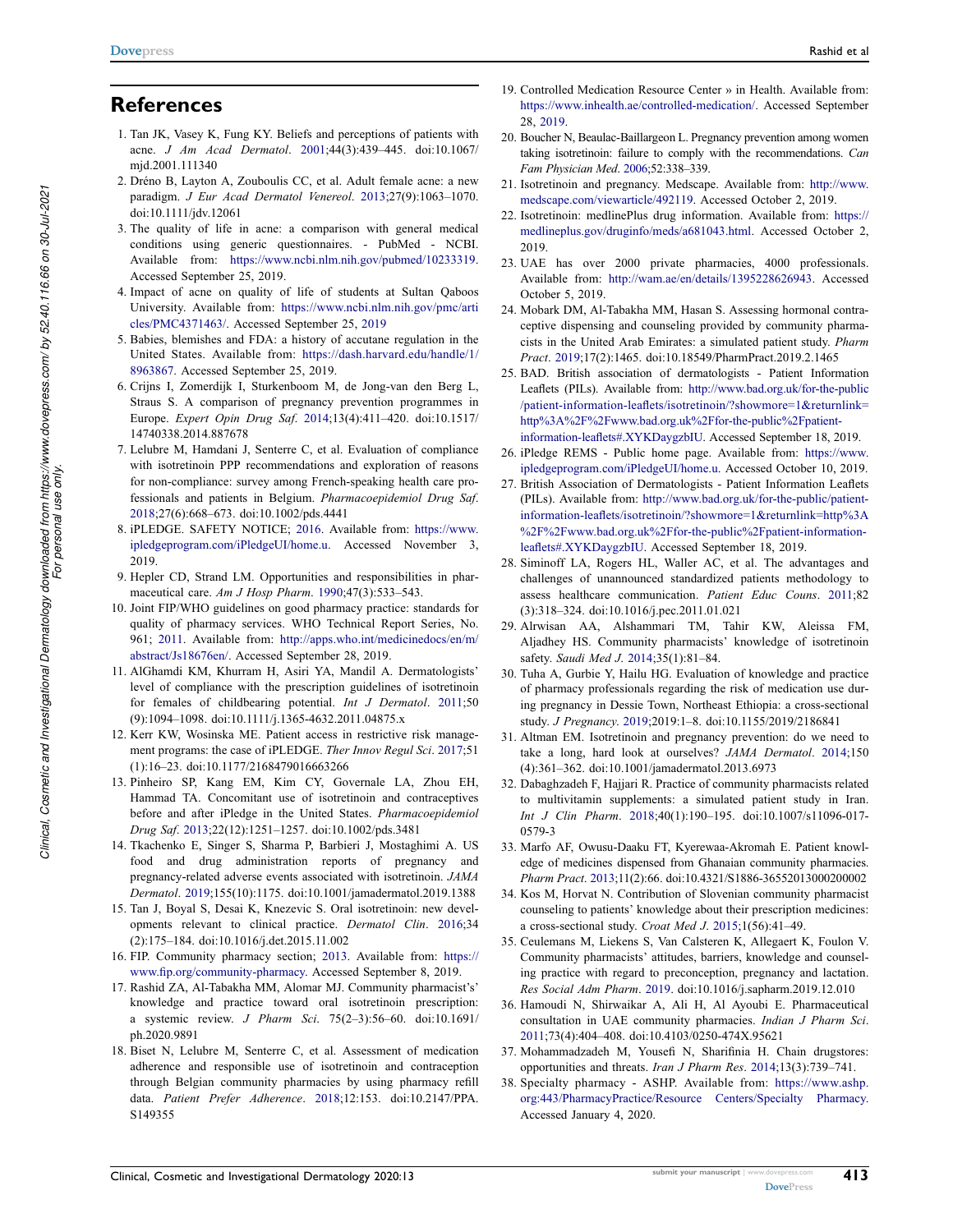## References

1. Tan JK, Vasey K, Fung KY. Beliefs and perceptions of patients with acne. *J Am Acad Dermatol*. 2001;44(3):439–445. doi:10.1067/mjd.2001.111340
2. Dréno B, Layton A, Zouboulis CC, et al. Adult female acne: a new paradigm. *J Eur Acad Dermatol Venereol*. 2013;27(9):1063–1070. doi:10.1111/jdv.12061
3. The quality of life in acne: a comparison with general medical conditions using generic questionnaires. - PubMed - NCBI. Available from: https://www.ncbi.nlm.nih.gov/pubmed/10233319. Accessed September 25, 2019.
4. Impact of acne on quality of life of students at Sultan Qaboos University. Available from: https://www.ncbi.nlm.nih.gov/pmc/articles/PMC4371463/. Accessed September 25, 2019
5. Babies, blemishes and FDA: a history of accutane regulation in the United States. Available from: https://dash.harvard.edu/handle/1/8963867. Accessed September 25, 2019.
6. Crijns I, Zomerdijk I, Sturkenboom M, de Jong-van den Berg L, Straus S. A comparison of pregnancy prevention programmes in Europe. *Expert Opin Drug Saf*. 2014;13(4):411–420. doi:10.1517/14740338.2014.887678
7. Lelubre M, Hamdani J, Senterre C, et al. Evaluation of compliance with isotretinoin PPP recommendations and exploration of reasons for non-compliance: survey among French-speaking health care professionals and patients in Belgium. *Pharmacoepidemiol Drug Saf*. 2018;27(6):668–673. doi:10.1002/pds.4441
8. iPLEDGE. SAFETY NOTICE; 2016. Available from: https://www.ipledgeprogram.com/iPledgeUI/home.u. Accessed November 3, 2019.
9. Hepler CD, Strand LM. Opportunities and responsibilities in pharmaceutical care. *Am J Hosp Pharm*. 1990;47(3):533–543.
10. Joint FIP/WHO guidelines on good pharmacy practice: standards for quality of pharmacy services. WHO Technical Report Series, No. 961; 2011. Available from: http://apps.who.int/medicinedocs/en/m/abstract/Js18676en/. Accessed September 28, 2019.
11. AlGhamdi KM, Khurram H, Asiri YA, Mandil A. Dermatologists' level of compliance with the prescription guidelines of isotretinoin for females of childbearing potential. *Int J Dermatol*. 2011;50(9):1094–1098. doi:10.1111/j.1365-4632.2011.04875.x
12. Kerr KW, Wosinska ME. Patient access in restrictive risk management programs: the case of iPLEDGE. *Ther Innov Regul Sci*. 2017;51(1):16–23. doi:10.1177/2168479016663266
13. Pinheiro SP, Kang EM, Kim CY, Governale LA, Zhou EH, Hammad TA. Concomitant use of isotretinoin and contraceptives before and after iPledge in the United States. *Pharmacoepidemiol Drug Saf*. 2013;22(12):1251–1257. doi:10.1002/pds.3481
14. Tkachenko E, Singer S, Sharma P, Barbieri J, Mostaghimi A. US food and drug administration reports of pregnancy and pregnancy-related adverse events associated with isotretinoin. *JAMA Dermatol*. 2019;155(10):1175. doi:10.1001/jamadermatol.2019.1388
15. Tan J, Boyal S, Desai K, Knezevic S. Oral isotretinoin: new developments relevant to clinical practice. *Dermatol Clin*. 2016;34(2):175–184. doi:10.1016/j.det.2015.11.002
16. FIP. Community pharmacy section; 2013. Available from: https://www.fip.org/community-pharmacy. Accessed September 8, 2019.
17. Rashid ZA, Al-Tabakha MM, Alomar MJ. Community pharmacist's' knowledge and practice toward oral isotretinoin prescription: a systemic review. *J Pharm Sci*. 75(2–3):56–60. doi:10.1691/ph.2020.9891
18. Biset N, Lelubre M, Senterre C, et al. Assessment of medication adherence and responsible use of isotretinoin and contraception through Belgian community pharmacies by using pharmacy refill data. *Patient Prefer Adherence*. 2018;12:153. doi:10.2147/PPA.S149355
19. Controlled Medication Resource Center » in Health. Available from: https://www.inhealth.ae/controlled-medication/. Accessed September 28, 2019.
20. Boucher N, Beaulac-Baillargeon L. Pregnancy prevention among women taking isotretinoin: failure to comply with the recommendations. *Can Fam Physician Med*. 2006;52:338–339.
21. Isotretinoin and pregnancy. Medscape. Available from: http://www.medscape.com/viewarticle/492119. Accessed October 2, 2019.
22. Isotretinoin: medlinePlus drug information. Available from: https://medlineplus.gov/druginfo/meds/a681043.html. Accessed October 2, 2019.
23. UAE has over 2000 private pharmacies, 4000 professionals. Available from: http://wam.ae/en/details/1395228626943. Accessed October 5, 2019.
24. Mobark DM, Al-Tabakha MM, Hasan S. Assessing hormonal contraceptive dispensing and counseling provided by community pharmacists in the United Arab Emirates: a simulated patient study. *Pharm Pract*. 2019;17(2):1465. doi:10.18549/PharmPract.2019.2.1465
25. BAD. British association of dermatologists - Patient Information Leaflets (PILs). Available from: http://www.bad.org.uk/for-the-public/patient-information-leaflets/isotretinoin/?showmore=1&returnlink=http%3A%2F%2Fwww.bad.org.uk%2Ffor-the-public%2Fpatient-information-leaflets#.XYKDaygzbIU. Accessed September 18, 2019.
26. iPledge REMS - Public home page. Available from: https://www.ipledgeprogram.com/iPledgeUI/home.u. Accessed October 10, 2019.
27. British Association of Dermatologists - Patient Information Leaflets (PILs). Available from: http://www.bad.org.uk/for-the-public/patient-information-leaflets/isotretinoin/?showmore=1&returnlink=http%3A%2F%2Fwww.bad.org.uk%2Ffor-the-public%2Fpatient-information-leaflets#.XYKDaygzbIU. Accessed September 18, 2019.
28. Siminoff LA, Rogers HL, Waller AC, et al. The advantages and challenges of unannounced standardized patients methodology to assess healthcare communication. *Patient Educ Couns*. 2011;82(3):318–324. doi:10.1016/j.pec.2011.01.021
29. Alrwisan AA, Alshammari TM, Tahir KW, Aleissa FM, Aljadhey HS. Community pharmacists' knowledge of isotretinoin safety. *Saudi Med J*. 2014;35(1):81–84.
30. Tuha A, Gurbie Y, Hailu HG. Evaluation of knowledge and practice of pharmacy professionals regarding the risk of medication use during pregnancy in Dessie Town, Northeast Ethiopia: a cross-sectional study. *J Pregnancy*. 2019;2019:1–8. doi:10.1155/2019/2186841
31. Altman EM. Isotretinoin and pregnancy prevention: do we need to take a long, hard look at ourselves? *JAMA Dermatol*. 2014;150(4):361–362. doi:10.1001/jamadermatol.2013.6973
32. Dabaghzadeh F, Hajjari R. Practice of community pharmacists related to multivitamin supplements: a simulated patient study in Iran. *Int J Clin Pharm*. 2018;40(1):190–195. doi:10.1007/s11096-017-0579-3
33. Marfo AF, Owusu-Daaku FT, Kyerewaa-Akromah E. Patient knowledge of medicines dispensed from Ghanaian community pharmacies. *Pharm Pract*. 2013;11(2):66. doi:10.4321/S1886-36552013000200002
34. Kos M, Horvat N. Contribution of Slovenian community pharmacist counseling to patients' knowledge about their prescription medicines: a cross-sectional study. *Croat Med J*. 2015;1(56):41–49.
35. Ceulemans M, Liekens S, Van Calsteren K, Allegaert K, Foulon V. Community pharmacists' attitudes, barriers, knowledge and counseling practice with regard to preconception, pregnancy and lactation. *Res Social Adm Pharm*. 2019. doi:10.1016/j.sapharm.2019.12.010
36. Hamoudi N, Shirwaikar A, Ali H, Al Ayoubi E. Pharmaceutical consultation in UAE community pharmacies. *Indian J Pharm Sci*. 2011;73(4):404–408. doi:10.4103/0250-474X.95621
37. Mohammadzadeh M, Yousefi N, Sharifinia H. Chain drugstores: opportunities and threats. *Iran J Pharm Res*. 2014;13(3):739–741.
38. Specialty pharmacy - ASHP. Available from: https://www.ashp.org:443/PharmacyPractice/Resource Centers/Specialty Pharmacy. Accessed January 4, 2020.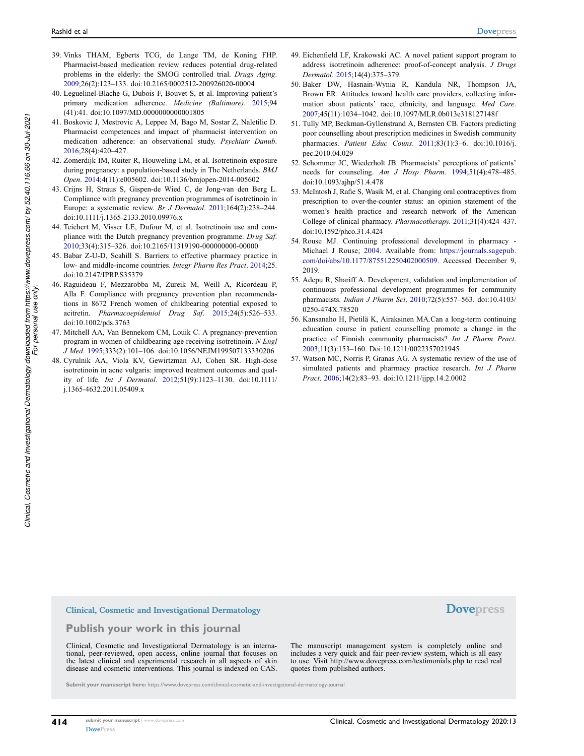39. Vinks THAM, Egberts TCG, de Lange TM, de Koning FHP. Pharmacist-based medication review reduces potential drug-related problems in the elderly: the SMOG controlled trial. *Drugs Aging*. 2009;26(2):123–133. doi:10.2165/0002512-200926020-00004
40. Leguelinel-Blache G, Dubois F, Bouvet S, et al. Improving patient's primary medication adherence. *Medicine (Baltimore)*. 2015;94 (41):41. doi:10.1097/MD.0000000000001805
41. Boskovic J, Mestrovic A, Leppee M, Bago M, Sostar Z, Naletilic D. Pharmacist competences and impact of pharmacist intervention on medication adherence: an observational study. *Psychiatr Danub*. 2016;28(4):420–427.
42. Zomerdijk IM, Ruiter R, Houweling LM, et al. Isotretinoin exposure during pregnancy: a population-based study in The Netherlands. *BMJ Open*. 2014;4(11):e005602. doi:10.1136/bmjopen-2014-005602
43. Crijns H, Straus S, Gispen-de Wied C, de Jong-van den Berg L. Compliance with pregnancy prevention programmes of isotretinoin in Europe: a systematic review. *Br J Dermatol*. 2011;164(2):238–244. doi:10.1111/j.1365-2133.2010.09976.x
44. Teichert M, Visser LE, Dufour M, et al. Isotretinoin use and compliance with the Dutch pregnancy prevention programme. *Drug Saf*. 2010;33(4):315–326. doi:10.2165/11319190-000000000-00000
45. Babar Z-U-D, Scahill S. Barriers to effective pharmacy practice in low- and middle-income countries. *Integr Pharm Res Pract*. 2014;25. doi:10.2147/IPRP.S35379
46. Raguideau F, Mezzarobba M, Zureik M, Weill A, Ricordeau P, Alla F. Compliance with pregnancy prevention plan recommendations in 8672 French women of childbearing potential exposed to acitretin. *Pharmacoepidemiol Drug Saf*. 2015;24(5):526–533. doi:10.1002/pds.3763
47. Mitchell AA, Van Bennekom CM, Louik C. A pregnancy-prevention program in women of childbearing age receiving isotretinoin. *N Engl J Med*. 1995;333(2):101–106. doi:10.1056/NEJM199507133330206
48. Cyrulnik AA, Viola KV, Gewirtzman AJ, Cohen SR. High-dose isotretinoin in acne vulgaris: improved treatment outcomes and quality of life. *Int J Dermatol*. 2012;51(9):1123–1130. doi:10.1111/j.1365-4632.2011.05409.x
49. Eichenfield LF, Krakowski AC. A novel patient support program to address isotretinoin adherence: proof-of-concept analysis. *J Drugs Dermatol*. 2015;14(4):375–379.
50. Baker DW, Hasnain-Wynia R, Kandula NR, Thompson JA, Brown ER. Attitudes toward health care providers, collecting information about patients' race, ethnicity, and language. *Med Care*. 2007;45(11):1034–1042. doi:10.1097/MLR.0b013e318127148f
51. Tully MP, Beckman-Gyllenstrand A, Bernsten CB. Factors predicting poor counselling about prescription medicines in Swedish community pharmacies. *Patient Educ Couns*. 2011;83(1):3–6. doi:10.1016/j.pec.2010.04.029
52. Schommer JC, Wiederholt JB. Pharmacists' perceptions of patients' needs for counseling. *Am J Hosp Pharm*. 1994;51(4):478–485. doi:10.1093/ajhp/51.4.478
53. McIntosh J, Rafie S, Wasik M, et al. Changing oral contraceptives from prescription to over-the-counter status: an opinion statement of the women's health practice and research network of the American College of clinical pharmacy. *Pharmacotherapy*. 2011;31(4):424–437. doi:10.1592/phco.31.4.424
54. Rouse MJ. Continuing professional development in pharmacy - Michael J Rouse; 2004. Available from: https://journals.sagepub.com/doi/abs/10.1177/875512250402000509. Accessed December 9, 2019.
55. Adepu R, Shariff A. Development, validation and implementation of continuous professional development programmes for community pharmacists. *Indian J Pharm Sci*. 2010;72(5):557–563. doi:10.4103/0250-474X.78520
56. Kansanaho H, Pietilä K, Airaksinen MA.Can a long-term continuing education course in patient counselling promote a change in the practice of Finnish community pharmacists? *Int J Pharm Pract*. 2003;11(3):153–160. Doi:10.1211/0022357021945
57. Watson MC, Norris P, Granas AG. A systematic review of the use of simulated patients and pharmacy practice research. *Int J Pharm Pract*. 2006;14(2):83–93. doi:10.1211/ijpp.14.2.0002

**Clinical, Cosmetic and Investigational Dermatology**

**Dovepress**

## Publish your work in this journal

Clinical, Cosmetic and Investigational Dermatology is an international, peer-reviewed, open access, online journal that focuses on the latest clinical and experimental research in all aspects of skin disease and cosmetic interventions. This journal is indexed on CAS. The manuscript management system is completely online and includes a very quick and fair peer-review system, which is all easy to use. Visit http://www.dovepress.com/testimonials.php to read real quotes from published authors.

**Submit your manuscript here:** https://www.dovepress.com/clinical-cosmetic-and-investigational-dermatology-journal